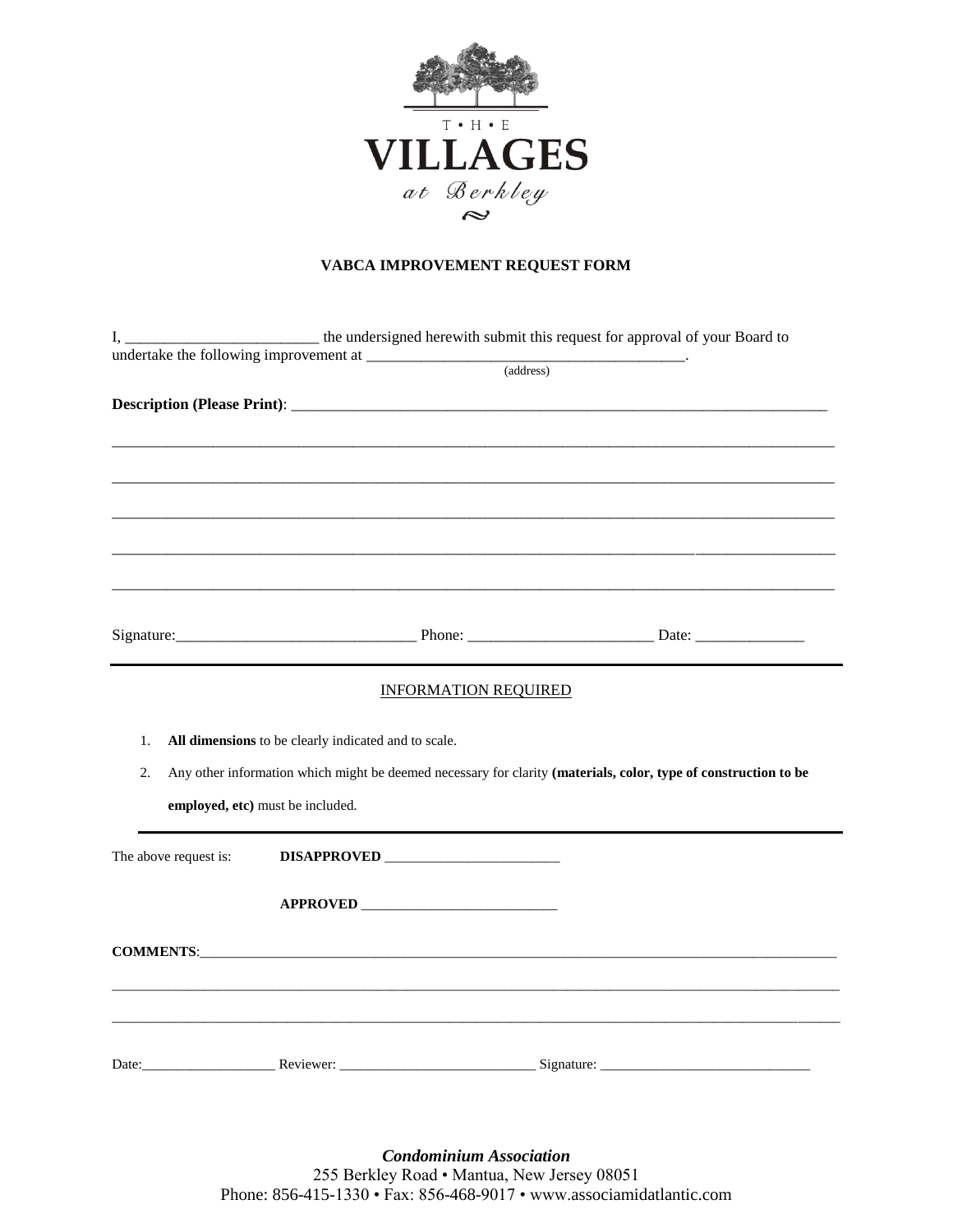T • H • E

# VILLAGES

*at Berkley*

## VABCA IMPROVEMENT REQUEST FORM

I, _________________________ the undersigned herewith submit this request for approval of your Board to undertake the following improvement at ________________________________________.
(address)

**Description (Please Print)**: ___________________________________________________________________________

_____________________________________________________________________________________________

_____________________________________________________________________________________________

_____________________________________________________________________________________________

_____________________________________________________________________________________________

_____________________________________________________________________________________________

Signature:_______________________________ Phone: ________________________ Date: ______________

---

INFORMATION REQUIRED

1. **All dimensions** to be clearly indicated and to scale.
2. Any other information which might be deemed necessary for clarity **(materials, color, type of construction to be employed, etc)** must be included.

---

The above request is: **DISAPPROVED** ________________________

**APPROVED** ___________________________

**COMMENTS**:_____________________________________________________________________________________

_____________________________________________________________________________________________

_____________________________________________________________________________________________

Date:___________________ Reviewer: ___________________________ Signature: _____________________________

***Condominium Association***
255 Berkley Road • Mantua, New Jersey 08051
Phone: 856-415-1330 • Fax: 856-468-9017 • www.associamidatlantic.com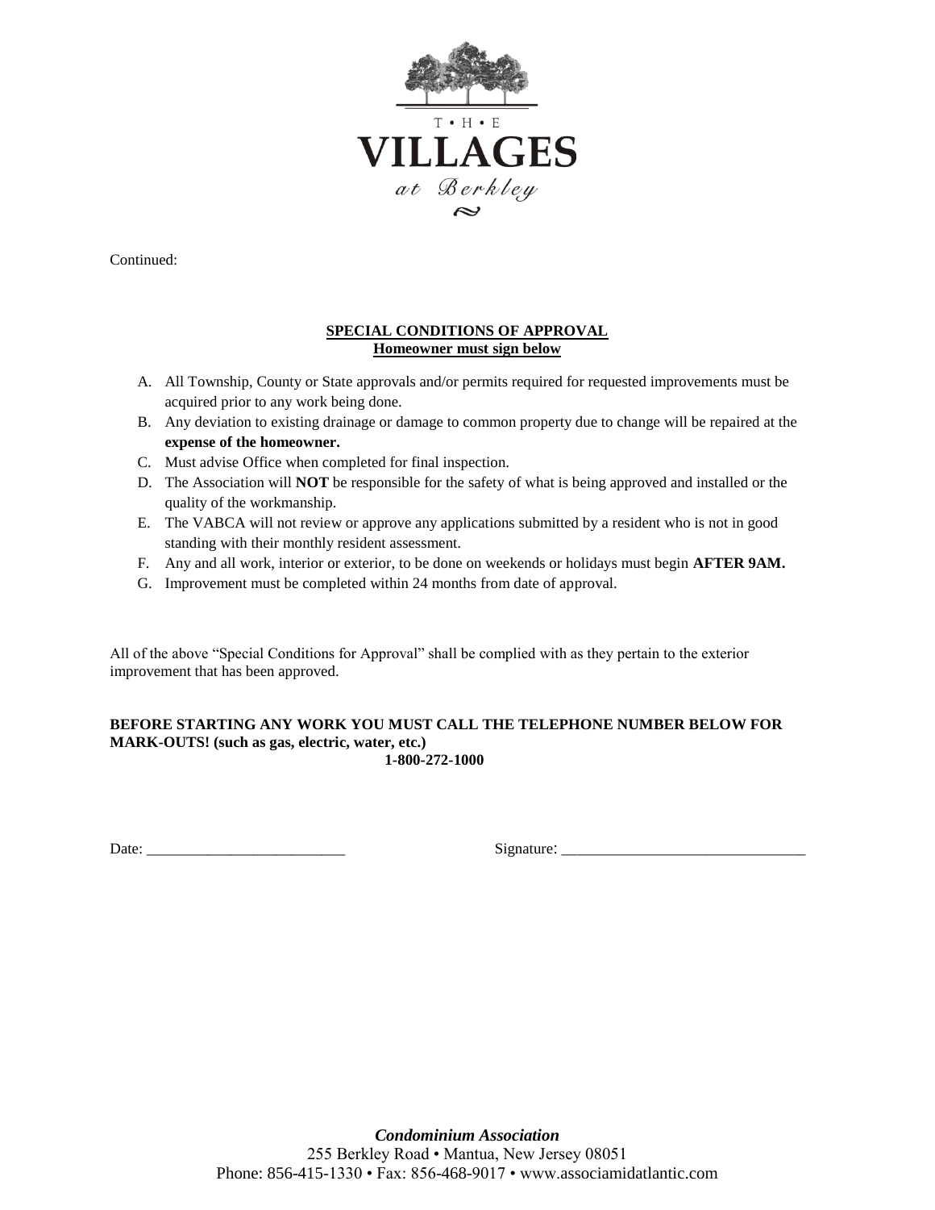THE VILLAGES at Berkley

Continued:

**SPECIAL CONDITIONS OF APPROVAL**
**Homeowner must sign below**

A. All Township, County or State approvals and/or permits required for requested improvements must be acquired prior to any work being done.
B. Any deviation to existing drainage or damage to common property due to change will be repaired at the **expense of the homeowner.**
C. Must advise Office when completed for final inspection.
D. The Association will **NOT** be responsible for the safety of what is being approved and installed or the quality of the workmanship.
E. The VABCA will not review or approve any applications submitted by a resident who is not in good standing with their monthly resident assessment.
F. Any and all work, interior or exterior, to be done on weekends or holidays must begin **AFTER 9AM.**
G. Improvement must be completed within 24 months from date of approval.

All of the above "Special Conditions for Approval" shall be complied with as they pertain to the exterior improvement that has been approved.

**BEFORE STARTING ANY WORK YOU MUST CALL THE TELEPHONE NUMBER BELOW FOR MARK-OUTS! (such as gas, electric, water, etc.)**
**1-800-272-1000**

Date: ___________________________ Signature: ________________________________

***Condominium Association***
255 Berkley Road • Mantua, New Jersey 08051
Phone: 856-415-1330 • Fax: 856-468-9017 • www.associamidatlantic.com